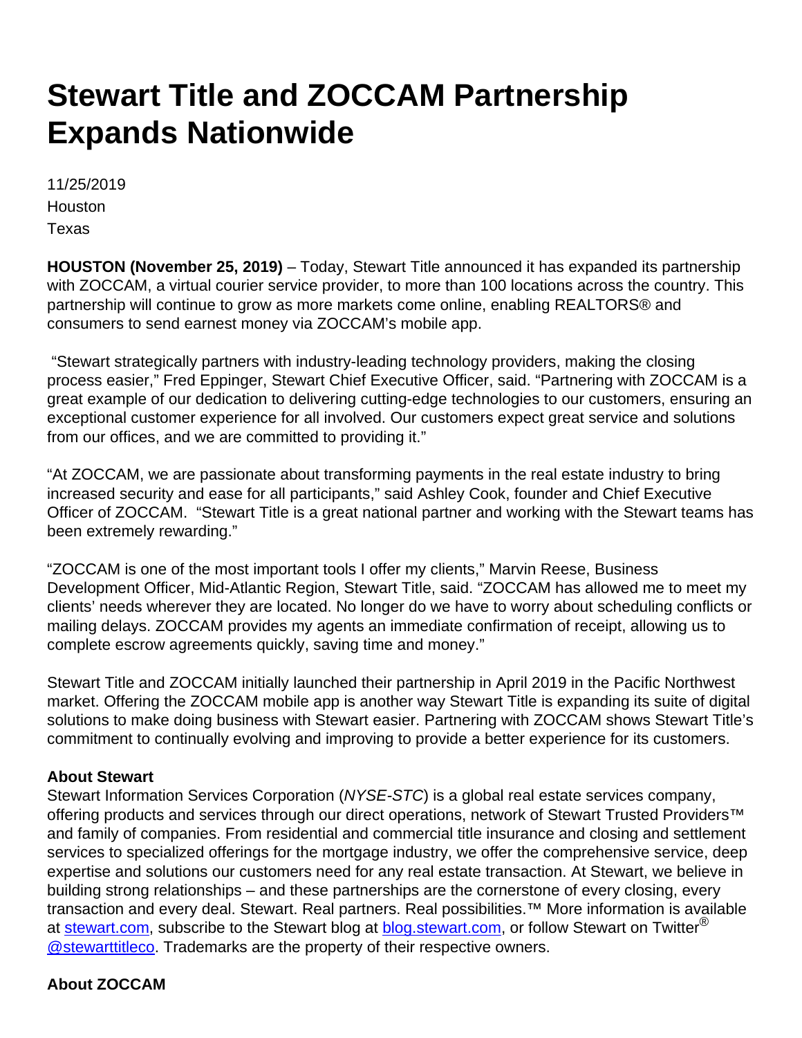# Stewart Title and ZOCCAM Partnership Expands Nationwide

11/25/2019
Houston
Texas

**HOUSTON (November 25, 2019)** – Today, Stewart Title announced it has expanded its partnership with ZOCCAM, a virtual courier service provider, to more than 100 locations across the country. This partnership will continue to grow as more markets come online, enabling REALTORS® and consumers to send earnest money via ZOCCAM's mobile app.

"Stewart strategically partners with industry-leading technology providers, making the closing process easier," Fred Eppinger, Stewart Chief Executive Officer, said. "Partnering with ZOCCAM is a great example of our dedication to delivering cutting-edge technologies to our customers, ensuring an exceptional customer experience for all involved. Our customers expect great service and solutions from our offices, and we are committed to providing it."

"At ZOCCAM, we are passionate about transforming payments in the real estate industry to bring increased security and ease for all participants," said Ashley Cook, founder and Chief Executive Officer of ZOCCAM. "Stewart Title is a great national partner and working with the Stewart teams has been extremely rewarding."

"ZOCCAM is one of the most important tools I offer my clients," Marvin Reese, Business Development Officer, Mid-Atlantic Region, Stewart Title, said. "ZOCCAM has allowed me to meet my clients' needs wherever they are located. No longer do we have to worry about scheduling conflicts or mailing delays. ZOCCAM provides my agents an immediate confirmation of receipt, allowing us to complete escrow agreements quickly, saving time and money."

Stewart Title and ZOCCAM initially launched their partnership in April 2019 in the Pacific Northwest market. Offering the ZOCCAM mobile app is another way Stewart Title is expanding its suite of digital solutions to make doing business with Stewart easier. Partnering with ZOCCAM shows Stewart Title's commitment to continually evolving and improving to provide a better experience for its customers.

**About Stewart**
Stewart Information Services Corporation (*NYSE-STC*) is a global real estate services company, offering products and services through our direct operations, network of Stewart Trusted Providers™ and family of companies. From residential and commercial title insurance and closing and settlement services to specialized offerings for the mortgage industry, we offer the comprehensive service, deep expertise and solutions our customers need for any real estate transaction. At Stewart, we believe in building strong relationships – and these partnerships are the cornerstone of every closing, every transaction and every deal. Stewart. Real partners. Real possibilities.™ More information is available at stewart.com, subscribe to the Stewart blog at blog.stewart.com, or follow Stewart on Twitter® @stewarttitleco. Trademarks are the property of their respective owners.

**About ZOCCAM**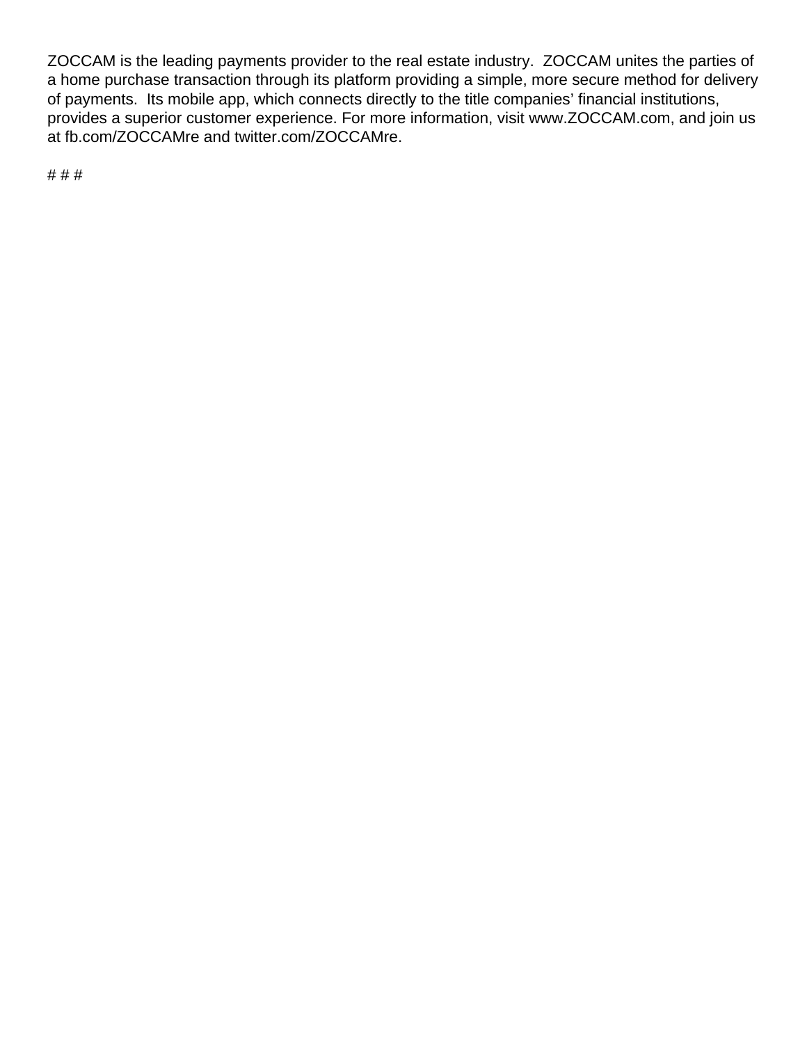ZOCCAM is the leading payments provider to the real estate industry.  ZOCCAM unites the parties of a home purchase transaction through its platform providing a simple, more secure method for delivery of payments.  Its mobile app, which connects directly to the title companies' financial institutions, provides a superior customer experience. For more information, visit www.ZOCCAM.com, and join us at fb.com/ZOCCAMre and twitter.com/ZOCCAMre.

# # #